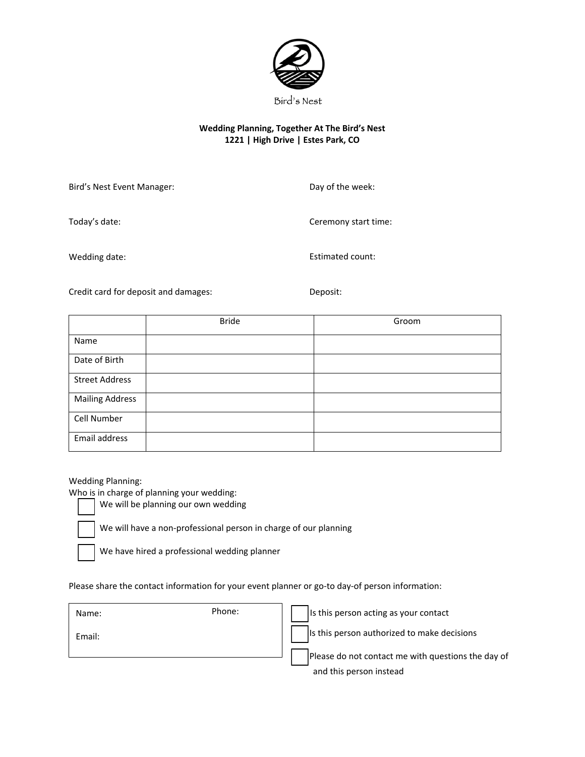Bird's Nest

**Wedding Planning, Together At The Bird's Nest**
**1221 | High Drive | Estes Park, CO**

Bird's Nest Event Manager:

Day of the week:

Today's date:

Ceremony start time:

Wedding date:

Estimated count:

Credit card for deposit and damages:

Deposit:

| | Bride | Groom |
|---|---|---|
| Name | | |
| Date of Birth | | |
| Street Address | | |
| Mailing Address | | |
| Cell Number | | |
| Email address | | |

Wedding Planning:
Who is in charge of planning your wedding:

- ☐ We will be planning our own wedding
- ☐ We will have a non-professional person in charge of our planning
- ☐ We have hired a professional wedding planner

Please share the contact information for your event planner or go-to day-of person information:

Name: Phone:

Email:

- ☐ Is this person acting as your contact
- ☐ Is this person authorized to make decisions
- ☐ Please do not contact me with questions the day of and this person instead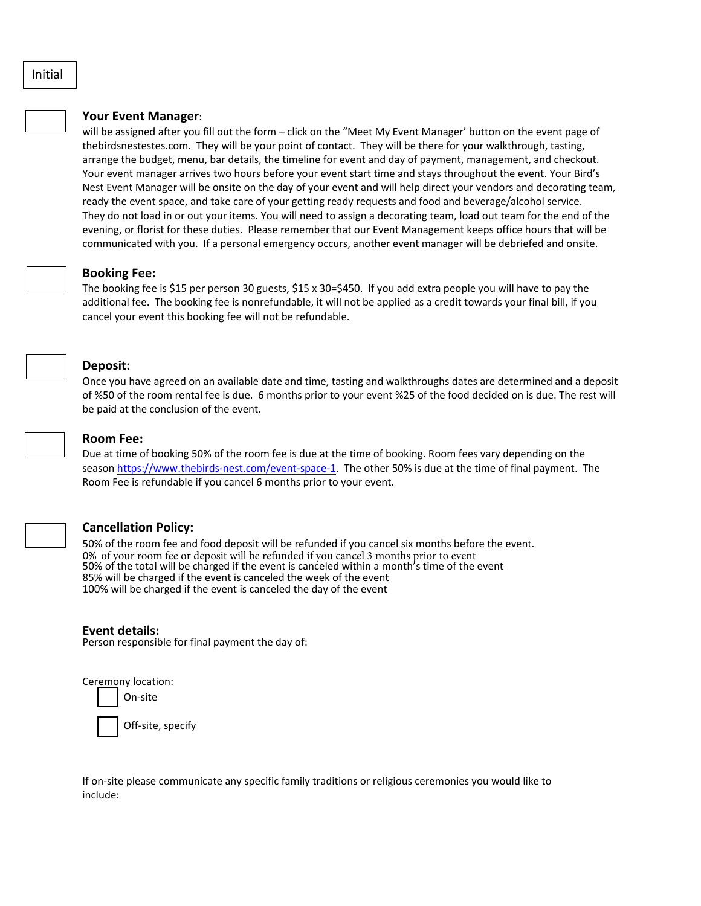Initial

### Your Event Manager:

will be assigned after you fill out the form – click on the "Meet My Event Manager' button on the event page of thebirdsnestestes.com. They will be your point of contact. They will be there for your walkthrough, tasting, arrange the budget, menu, bar details, the timeline for event and day of payment, management, and checkout. Your event manager arrives two hours before your event start time and stays throughout the event. Your Bird's Nest Event Manager will be onsite on the day of your event and will help direct your vendors and decorating team, ready the event space, and take care of your getting ready requests and food and beverage/alcohol service. They do not load in or out your items. You will need to assign a decorating team, load out team for the end of the evening, or florist for these duties. Please remember that our Event Management keeps office hours that will be communicated with you. If a personal emergency occurs, another event manager will be debriefed and onsite.

### Booking Fee:

The booking fee is $15 per person 30 guests, $15 x 30=$450. If you add extra people you will have to pay the additional fee. The booking fee is nonrefundable, it will not be applied as a credit towards your final bill, if you cancel your event this booking fee will not be refundable.

### Deposit:

Once you have agreed on an available date and time, tasting and walkthroughs dates are determined and a deposit of %50 of the room rental fee is due. 6 months prior to your event %25 of the food decided on is due. The rest will be paid at the conclusion of the event.

### Room Fee:

Due at time of booking 50% of the room fee is due at the time of booking. Room fees vary depending on the season https://www.thebirds-nest.com/event-space-1. The other 50% is due at the time of final payment. The Room Fee is refundable if you cancel 6 months prior to your event.

### Cancellation Policy:

50% of the room fee and food deposit will be refunded if you cancel six months before the event.
0% of your room fee or deposit will be refunded if you cancel 3 months prior to event
50% of the total will be charged if the event is canceled within a month's time of the event
85% will be charged if the event is canceled the week of the event
100% will be charged if the event is canceled the day of the event

### Event details:

Person responsible for final payment the day of:

Ceremony location:

- [ ] On-site
- [ ] Off-site, specify

If on-site please communicate any specific family traditions or religious ceremonies you would like to include: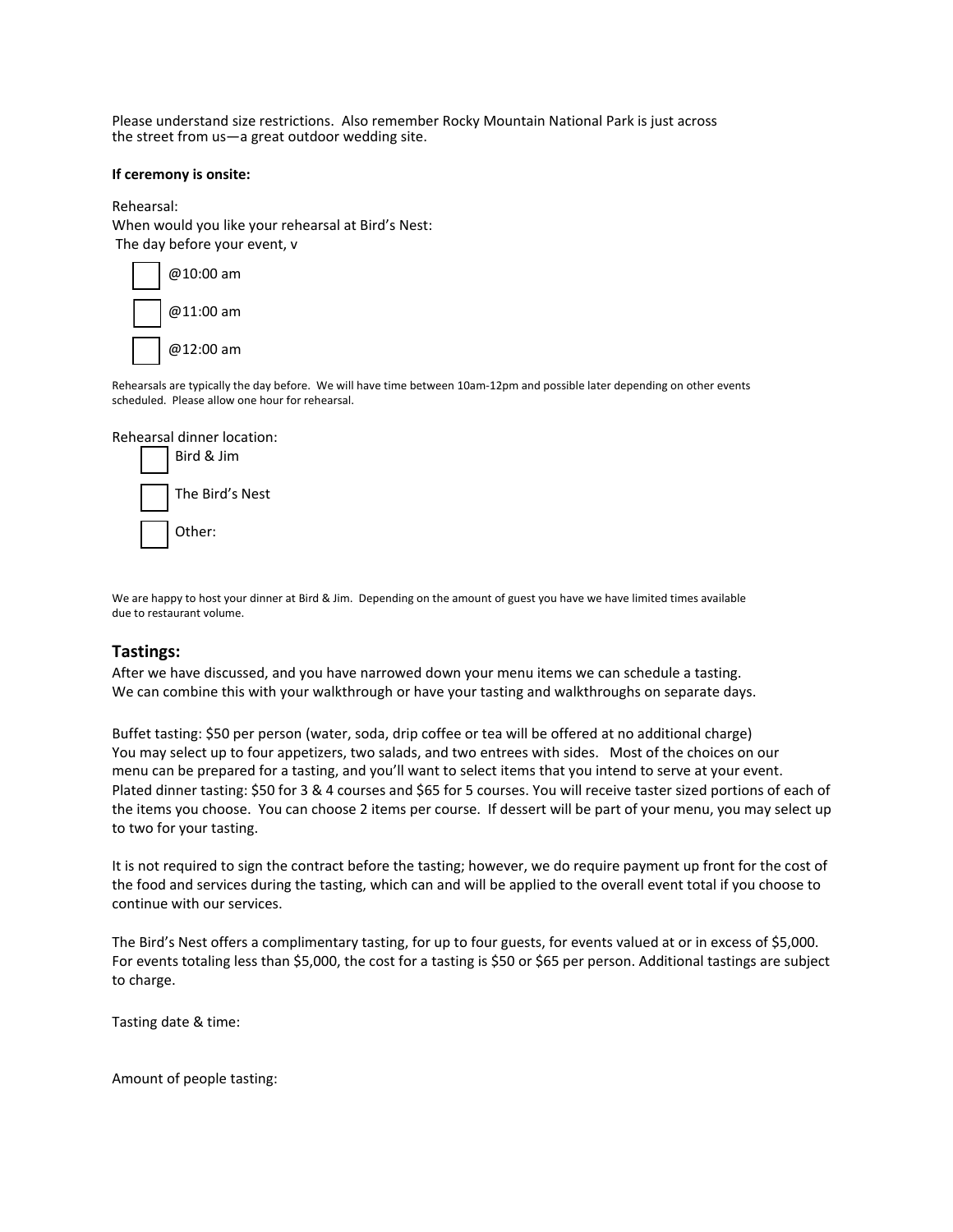Please understand size restrictions. Also remember Rocky Mountain National Park is just across the street from us—a great outdoor wedding site.

**If ceremony is onsite:**

Rehearsal:
When would you like your rehearsal at Bird's Nest:
The day before your event, v

- ☐ @10:00 am
- ☐ @11:00 am
- ☐ @12:00 am

Rehearsals are typically the day before. We will have time between 10am-12pm and possible later depending on other events scheduled. Please allow one hour for rehearsal.

Rehearsal dinner location:

- ☐ Bird & Jim
- ☐ The Bird's Nest
- ☐ Other:

We are happy to host your dinner at Bird & Jim. Depending on the amount of guest you have we have limited times available due to restaurant volume.

## Tastings:

After we have discussed, and you have narrowed down your menu items we can schedule a tasting. We can combine this with your walkthrough or have your tasting and walkthroughs on separate days.

Buffet tasting: $50 per person (water, soda, drip coffee or tea will be offered at no additional charge) You may select up to four appetizers, two salads, and two entrees with sides. Most of the choices on our menu can be prepared for a tasting, and you'll want to select items that you intend to serve at your event. Plated dinner tasting: $50 for 3 & 4 courses and $65 for 5 courses. You will receive taster sized portions of each of the items you choose. You can choose 2 items per course. If dessert will be part of your menu, you may select up to two for your tasting.

It is not required to sign the contract before the tasting; however, we do require payment up front for the cost of the food and services during the tasting, which can and will be applied to the overall event total if you choose to continue with our services.

The Bird's Nest offers a complimentary tasting, for up to four guests, for events valued at or in excess of $5,000. For events totaling less than $5,000, the cost for a tasting is $50 or $65 per person. Additional tastings are subject to charge.

Tasting date & time:

Amount of people tasting: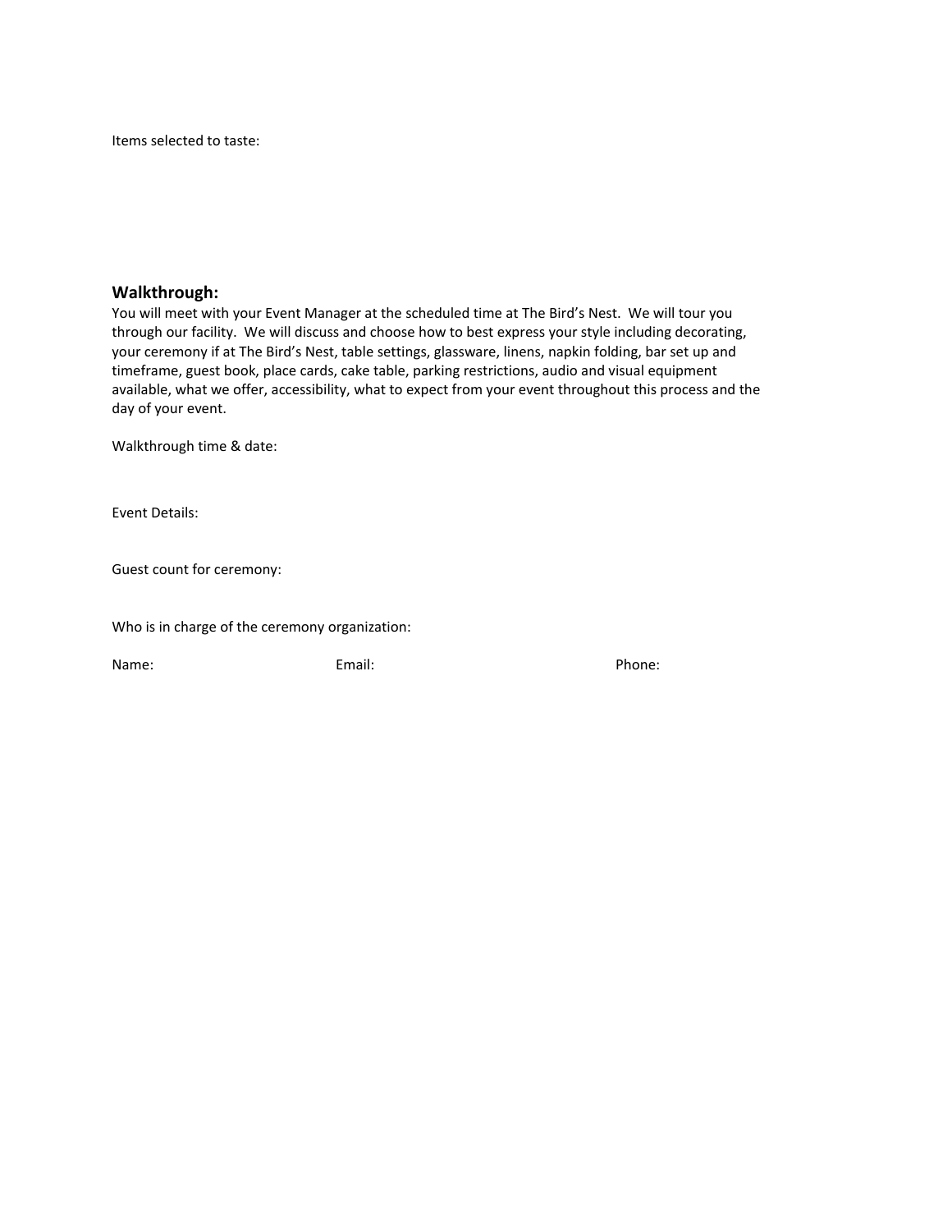Items selected to taste:

## Walkthrough:

You will meet with your Event Manager at the scheduled time at The Bird's Nest. We will tour you through our facility. We will discuss and choose how to best express your style including decorating, your ceremony if at The Bird's Nest, table settings, glassware, linens, napkin folding, bar set up and timeframe, guest book, place cards, cake table, parking restrictions, audio and visual equipment available, what we offer, accessibility, what to expect from your event throughout this process and the day of your event.

Walkthrough time & date:

Event Details:

Guest count for ceremony:

Who is in charge of the ceremony organization:

Name: Email: Phone: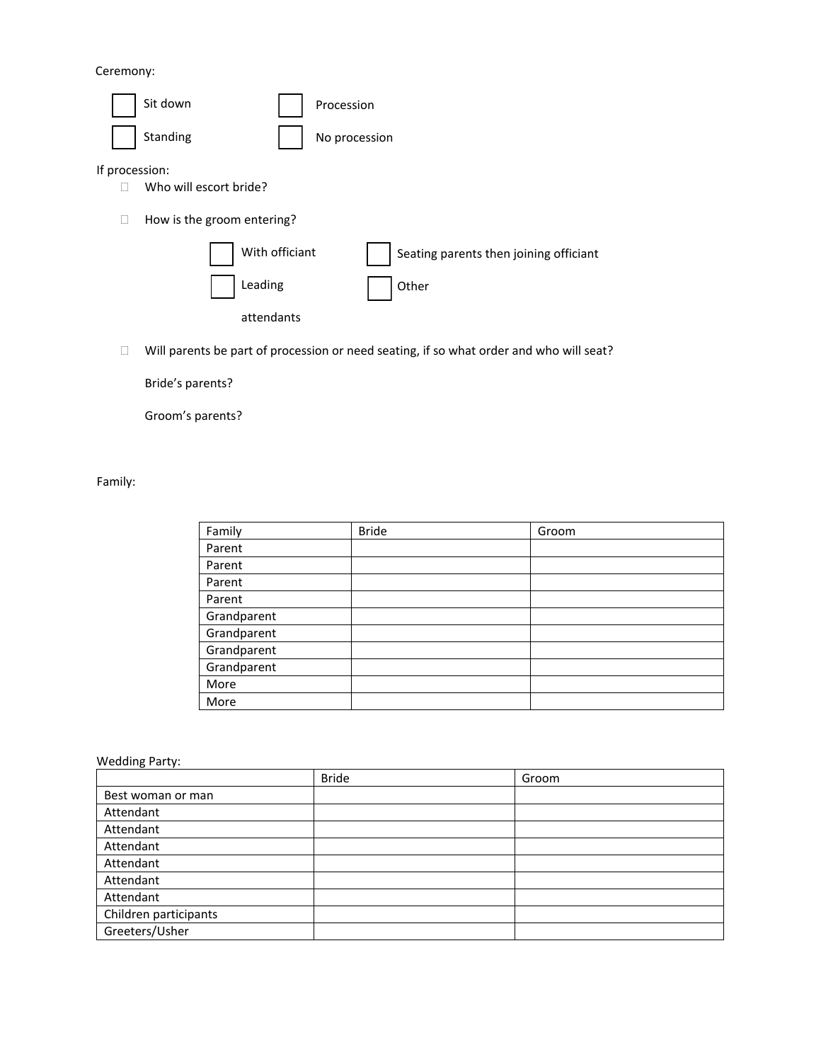Ceremony:

- [ ] Sit down
- [ ] Standing
- [ ] Procession
- [ ] No procession

If procession:

- Who will escort bride?
- How is the groom entering?
  - [ ] With officiant
  - [ ] Leading attendants
  - [ ] Seating parents then joining officiant
  - [ ] Other
- Will parents be part of procession or need seating, if so what order and who will seat?

  Bride's parents?

  Groom's parents?

Family:

| Family | Bride | Groom |
|---|---|---|
| Parent | | |
| Parent | | |
| Parent | | |
| Parent | | |
| Grandparent | | |
| Grandparent | | |
| Grandparent | | |
| Grandparent | | |
| More | | |
| More | | |

Wedding Party:

| | Bride | Groom |
|---|---|---|
| Best woman or man | | |
| Attendant | | |
| Attendant | | |
| Attendant | | |
| Attendant | | |
| Attendant | | |
| Attendant | | |
| Children participants | | |
| Greeters/Usher | | |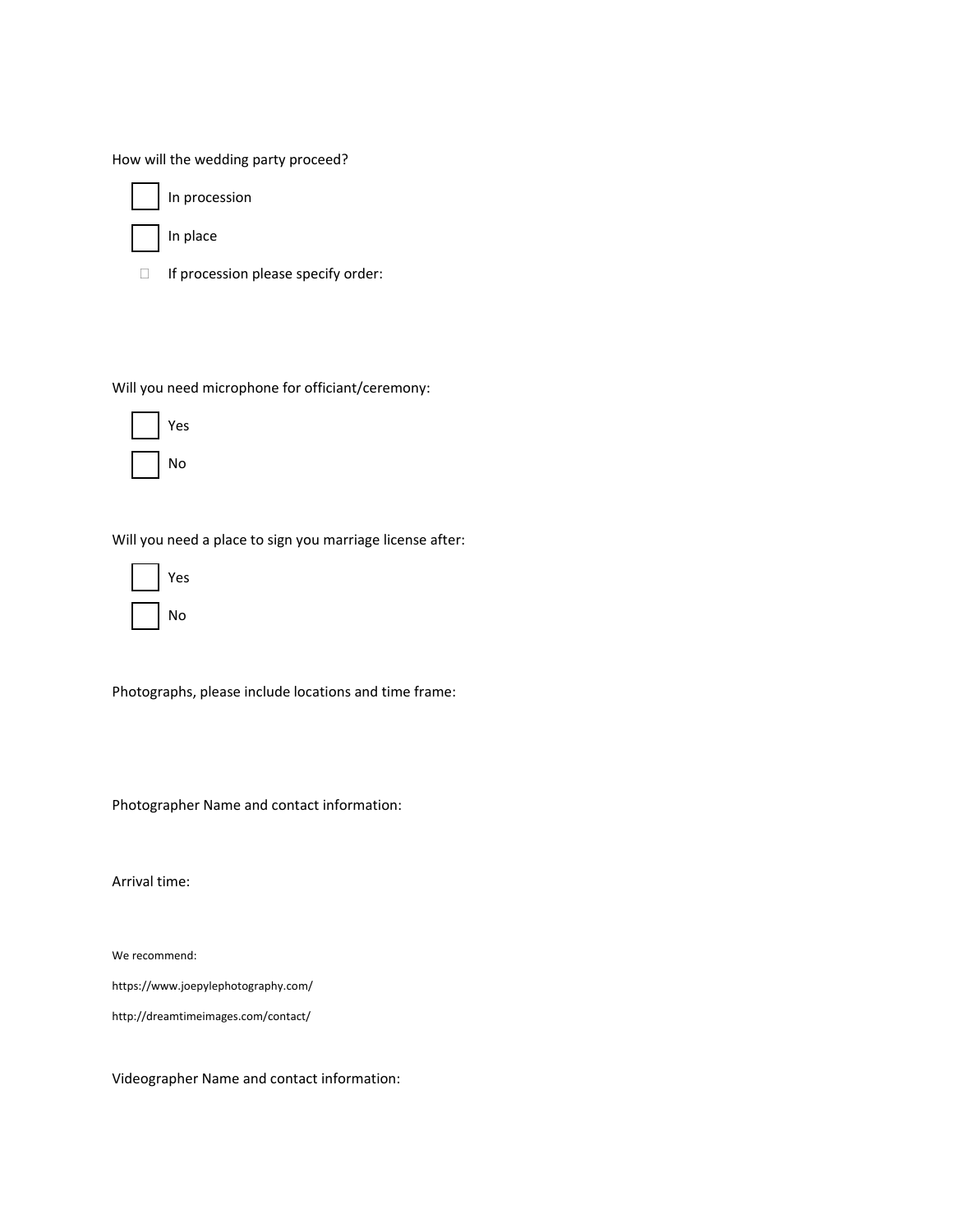How will the wedding party proceed?

- ☐ In procession
- ☐ In place
- ☐ If procession please specify order:

Will you need microphone for officiant/ceremony:

- ☐ Yes
- ☐ No

Will you need a place to sign you marriage license after:

- ☐ Yes
- ☐ No

Photographs, please include locations and time frame:

Photographer Name and contact information:

Arrival time:

We recommend:

https://www.joepylephotography.com/

http://dreamtimeimages.com/contact/

Videographer Name and contact information: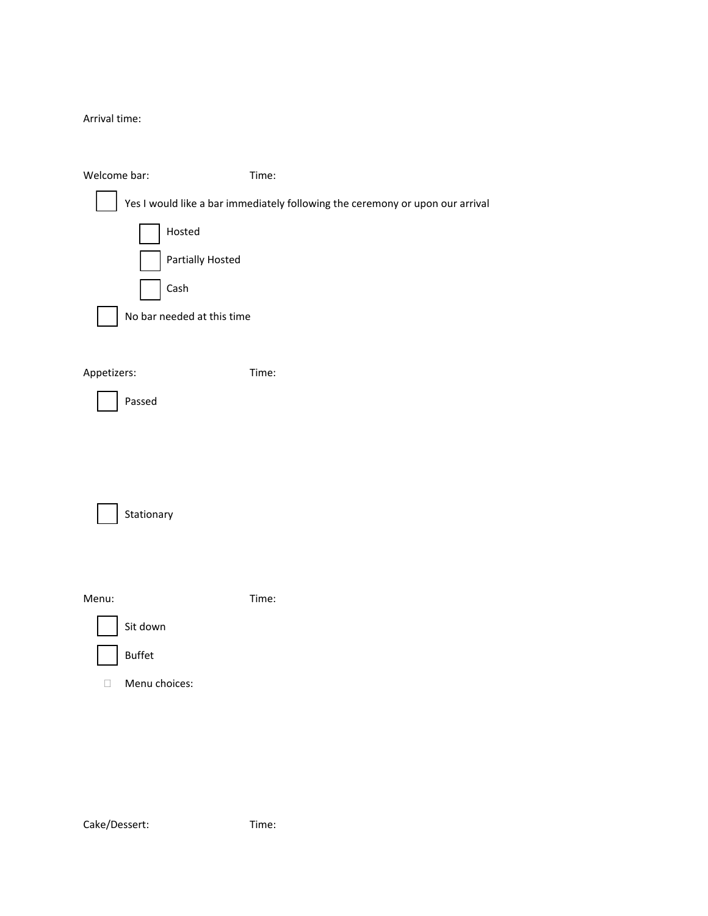Arrival time:

Welcome bar: Time:

- [ ] Yes I would like a bar immediately following the ceremony or upon our arrival
    - [ ] Hosted
    - [ ] Partially Hosted
    - [ ] Cash
- [ ] No bar needed at this time

Appetizers: Time:

- [ ] Passed

- [ ] Stationary

Menu: Time:

- [ ] Sit down
- [ ] Buffet
- [ ] Menu choices:

Cake/Dessert: Time: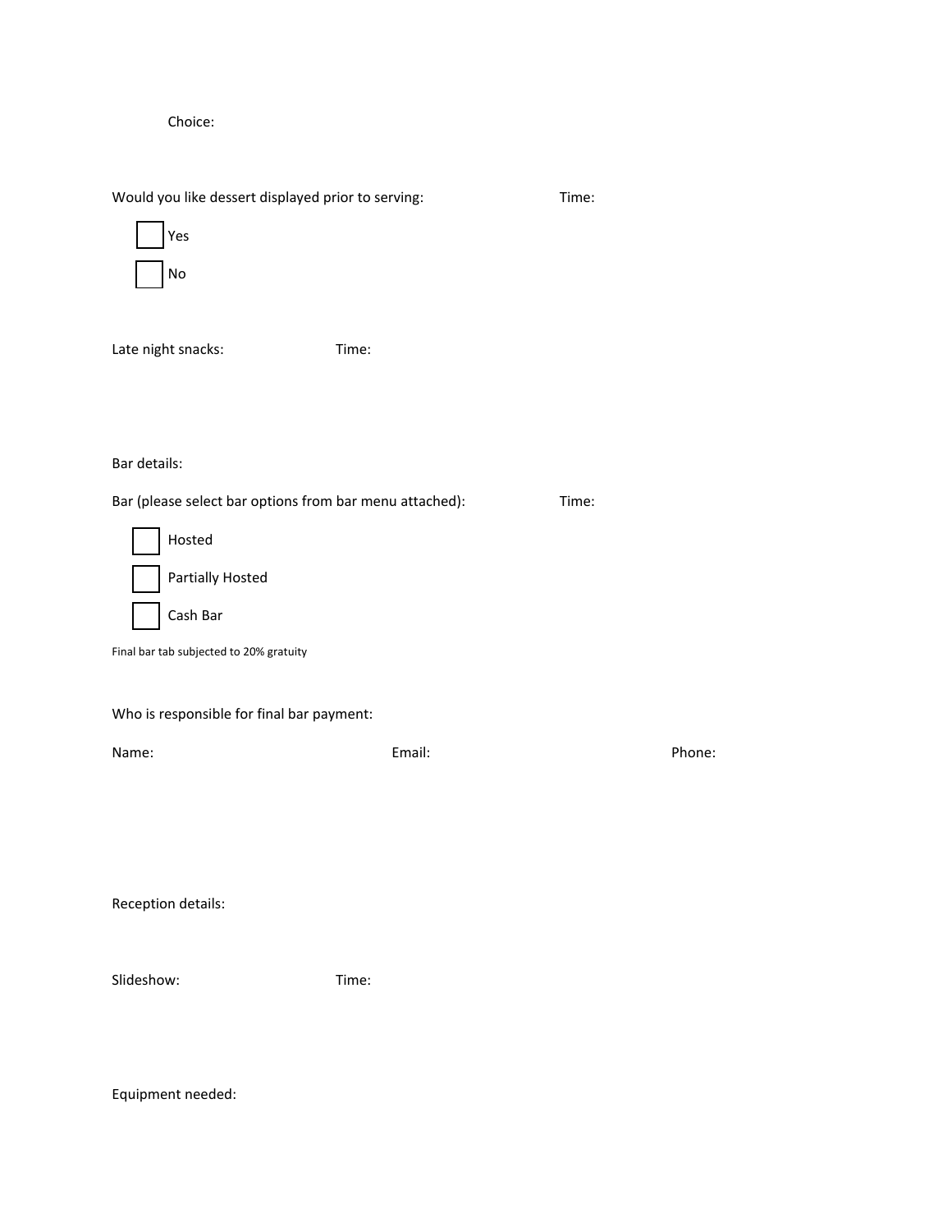Choice:

Would you like dessert displayed prior to serving: Time:

- [ ] Yes
- [ ] No

Late night snacks: Time:

Bar details:

Bar (please select bar options from bar menu attached): Time:

- [ ] Hosted
- [ ] Partially Hosted
- [ ] Cash Bar

Final bar tab subjected to 20% gratuity

Who is responsible for final bar payment:

Name: Email: Phone:

Reception details:

Slideshow: Time:

Equipment needed: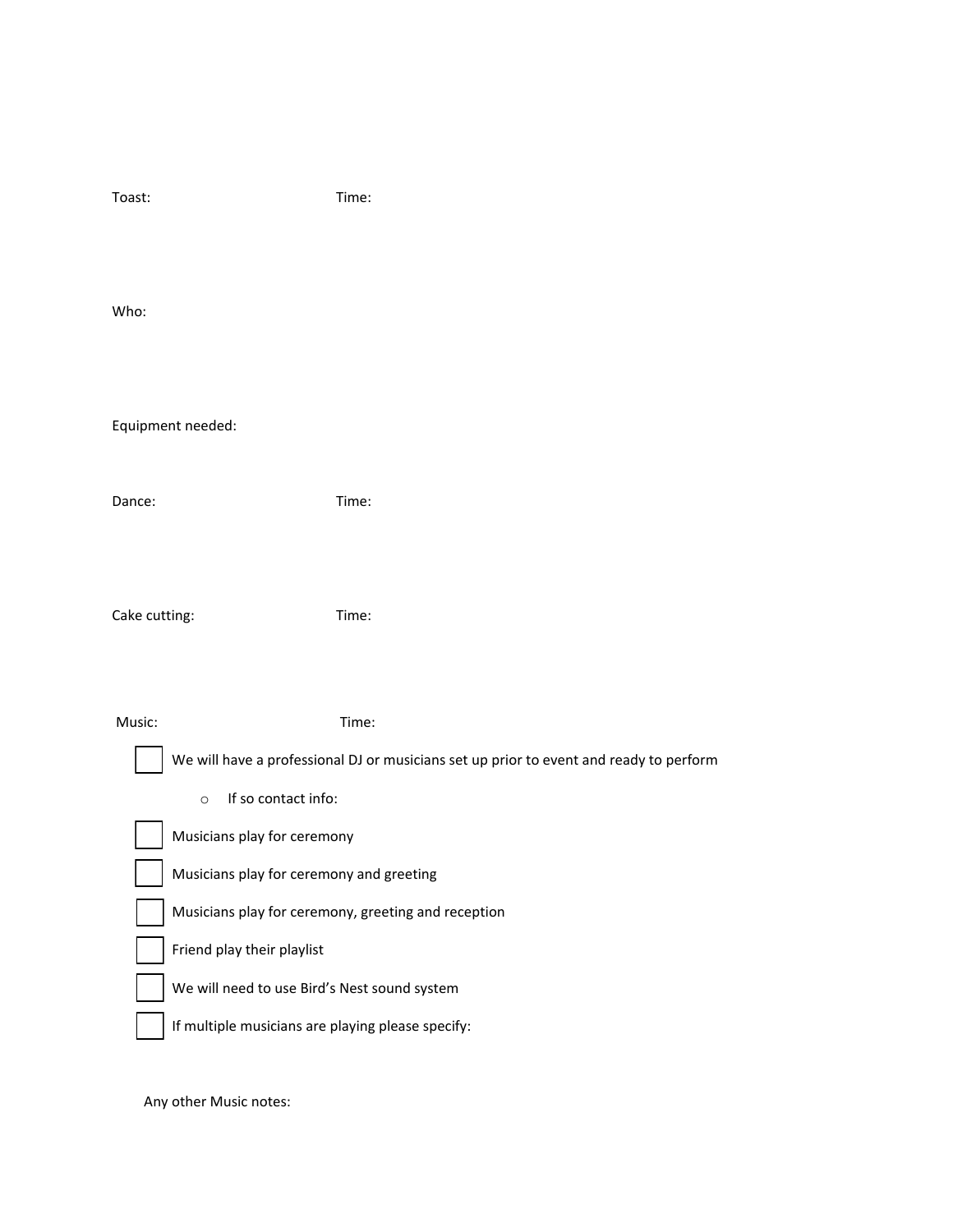Toast: Time:

Who:

Equipment needed:

Dance: Time:

Cake cutting: Time:

Music: Time:

- ☐ We will have a professional DJ or musicians set up prior to event and ready to perform
  - If so contact info:
- ☐ Musicians play for ceremony
- ☐ Musicians play for ceremony and greeting
- ☐ Musicians play for ceremony, greeting and reception
- ☐ Friend play their playlist
- ☐ We will need to use Bird's Nest sound system
- ☐ If multiple musicians are playing please specify:

Any other Music notes: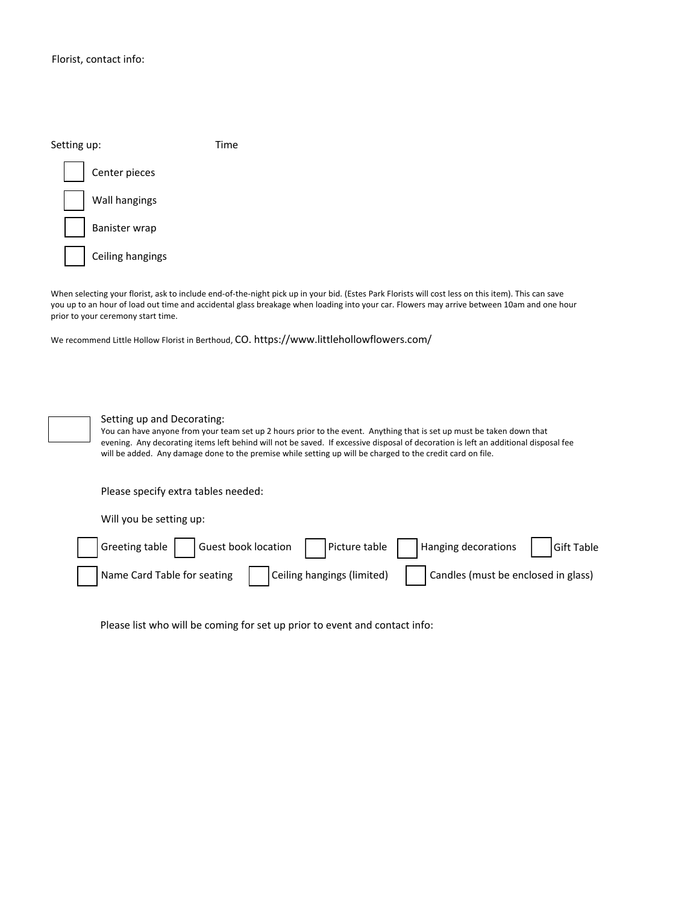Florist, contact info:

Setting up: Time

- [ ] Center pieces
- [ ] Wall hangings
- [ ] Banister wrap
- [ ] Ceiling hangings

When selecting your florist, ask to include end-of-the-night pick up in your bid. (Estes Park Florists will cost less on this item). This can save you up to an hour of load out time and accidental glass breakage when loading into your car. Flowers may arrive between 10am and one hour prior to your ceremony start time.

We recommend Little Hollow Florist in Berthoud, CO. https://www.littlehollowflowers.com/

- [ ] Setting up and Decorating:

You can have anyone from your team set up 2 hours prior to the event. Anything that is set up must be taken down that evening. Any decorating items left behind will not be saved. If excessive disposal of decoration is left an additional disposal fee will be added. Any damage done to the premise while setting up will be charged to the credit card on file.

Please specify extra tables needed:

Will you be setting up:

- [ ] Greeting table
- [ ] Guest book location
- [ ] Picture table
- [ ] Hanging decorations
- [ ] Gift Table
- [ ] Name Card Table for seating
- [ ] Ceiling hangings (limited)
- [ ] Candles (must be enclosed in glass)

Please list who will be coming for set up prior to event and contact info: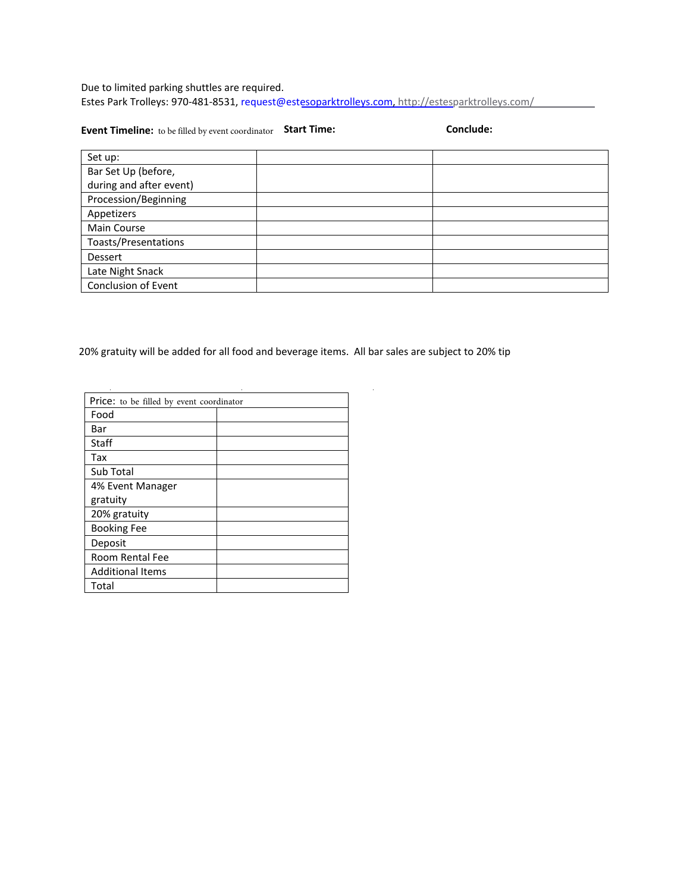Due to limited parking shuttles are required.
Estes Park Trolleys: 970-481-8531, request@estesoparktrolleys.com, http://estesparktrolleys.com/

**Event Timeline:** to be filled by event coordinator **Start Time:** **Conclude:**

| Set up: | | |
|---|---|---|
| Bar Set Up (before, during and after event) | | |
| Procession/Beginning | | |
| Appetizers | | |
| Main Course | | |
| Toasts/Presentations | | |
| Dessert | | |
| Late Night Snack | | |
| Conclusion of Event | | |

20% gratuity will be added for all food and beverage items. All bar sales are subject to 20% tip

| Price: to be filled by event coordinator | |
|---|---|
| Food | |
| Bar | |
| Staff | |
| Tax | |
| Sub Total | |
| 4% Event Manager gratuity | |
| 20% gratuity | |
| Booking Fee | |
| Deposit | |
| Room Rental Fee | |
| Additional Items | |
| Total | |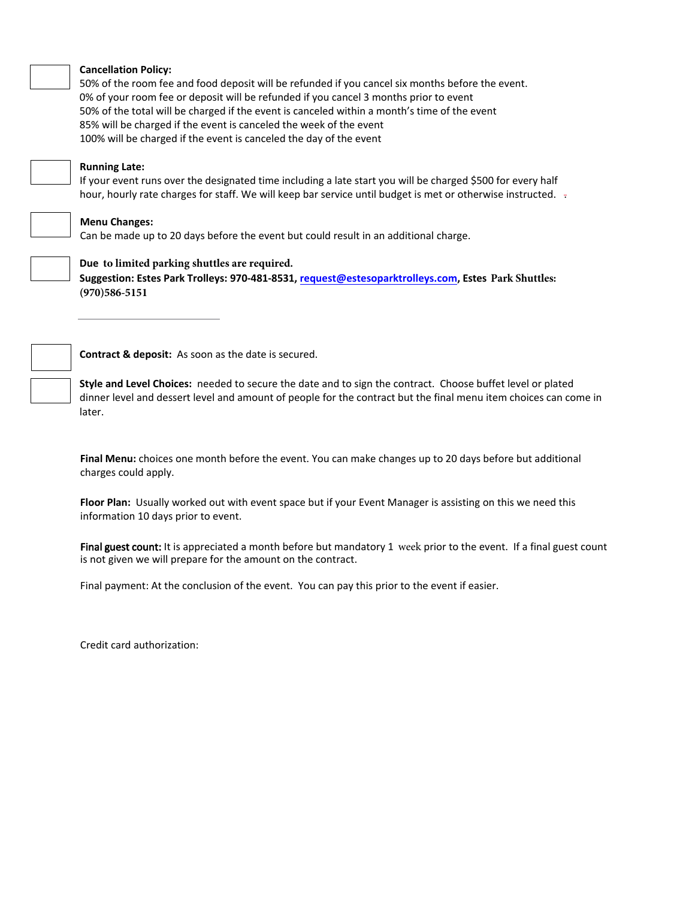**Cancellation Policy:**

50% of the room fee and food deposit will be refunded if you cancel six months before the event.
0% of your room fee or deposit will be refunded if you cancel 3 months prior to event
50% of the total will be charged if the event is canceled within a month's time of the event
85% will be charged if the event is canceled the week of the event
100% will be charged if the event is canceled the day of the event

**Running Late:**

If your event runs over the designated time including a late start you will be charged $500 for every half hour, hourly rate charges for staff. We will keep bar service until budget is met or otherwise instructed.

**Menu Changes:**

Can be made up to 20 days before the event but could result in an additional charge.

**Due to limited parking shuttles are required.**
**Suggestion: Estes Park Trolleys: 970-481-8531, request@estesoparktrolleys.com, Estes Park Shuttles: (970)586-5151**

---

**Contract & deposit:** As soon as the date is secured.

**Style and Level Choices:** needed to secure the date and to sign the contract. Choose buffet level or plated dinner level and dessert level and amount of people for the contract but the final menu item choices can come in later.

**Final Menu:** choices one month before the event. You can make changes up to 20 days before but additional charges could apply.

**Floor Plan:** Usually worked out with event space but if your Event Manager is assisting on this we need this information 10 days prior to event.

**Final guest count:** It is appreciated a month before but mandatory 1 week prior to the event. If a final guest count is not given we will prepare for the amount on the contract.

Final payment: At the conclusion of the event. You can pay this prior to the event if easier.

Credit card authorization: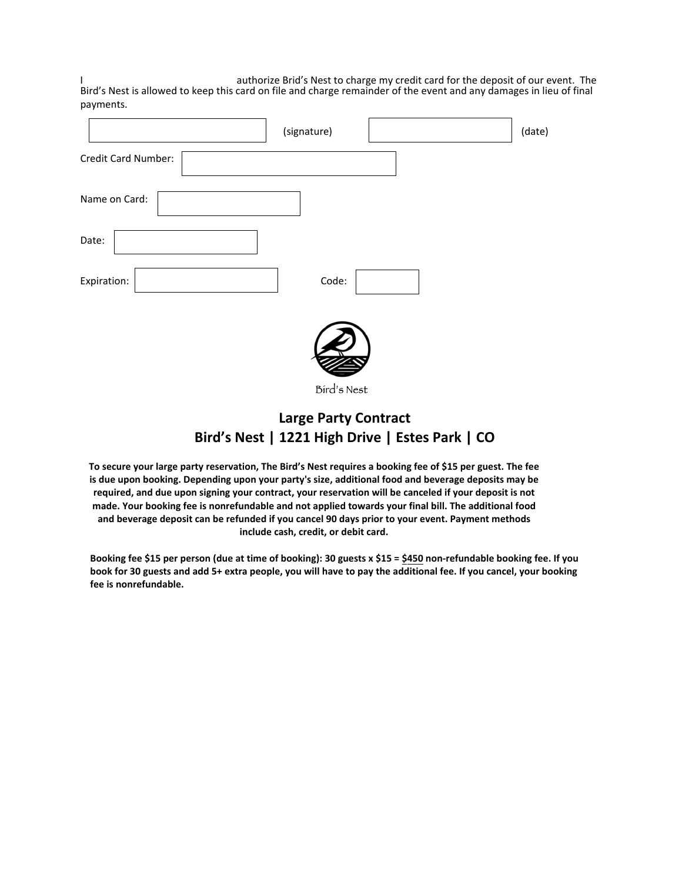I ______________________ authorize Brid's Nest to charge my credit card for the deposit of our event. The Bird's Nest is allowed to keep this card on file and charge remainder of the event and any damages in lieu of final payments.

______________________ (signature) ______________________ (date)

Credit Card Number: ______________________

Name on Card: ______________________

Date: ______________________

Expiration: ______________________ Code: __________

Bird's Nest

## Large Party Contract
## Bird's Nest | 1221 High Drive | Estes Park | CO

**To secure your large party reservation, The Bird's Nest requires a booking fee of $15 per guest. The fee is due upon booking. Depending upon your party's size, additional food and beverage deposits may be required, and due upon signing your contract, your reservation will be canceled if your deposit is not made. Your booking fee is nonrefundable and not applied towards your final bill. The additional food and beverage deposit can be refunded if you cancel 90 days prior to your event. Payment methods include cash, credit, or debit card.**

**Booking fee $15 per person (due at time of booking): 30 guests x $15 = <u>$450</u> non-refundable booking fee. If you book for 30 guests and add 5+ extra people, you will have to pay the additional fee. If you cancel, your booking fee is nonrefundable.**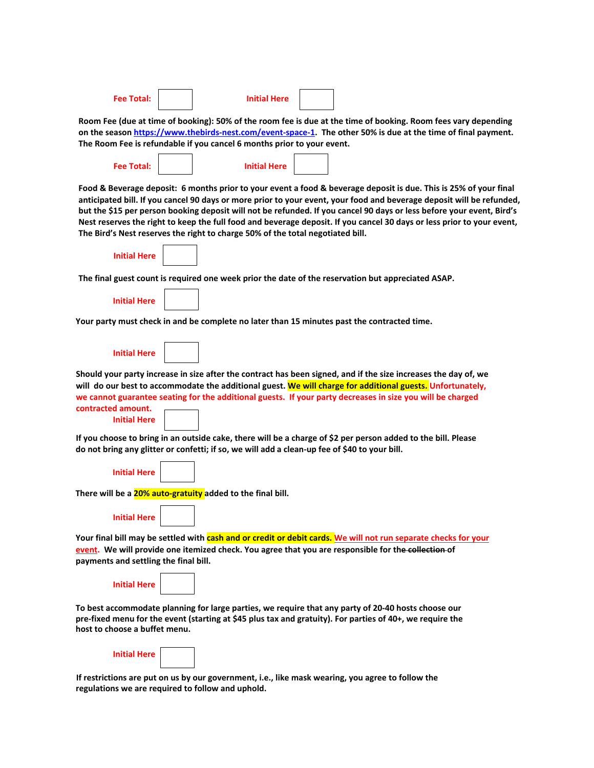**Fee Total:** ______ **Initial Here** ______

**Room Fee (due at time of booking): 50% of the room fee is due at the time of booking. Room fees vary depending on the season [https://www.thebirds-nest.com/event-space-1](https://www.thebirds-nest.com/event-space-1). The other 50% is due at the time of final payment. The Room Fee is refundable if you cancel 6 months prior to your event.**

**Fee Total:** ______ **Initial Here** ______

**Food & Beverage deposit: 6 months prior to your event a food & beverage deposit is due. This is 25% of your final anticipated bill. If you cancel 90 days or more prior to your event, your food and beverage deposit will be refunded, but the $15 per person booking deposit will not be refunded. If you cancel 90 days or less before your event, Bird's Nest reserves the right to keep the full food and beverage deposit. If you cancel 30 days or less prior to your event, The Bird's Nest reserves the right to charge 50% of the total negotiated bill.**

**Initial Here** ______

**The final guest count is required one week prior the date of the reservation but appreciated ASAP.**

**Initial Here** ______

**Your party must check in and be complete no later than 15 minutes past the contracted time.**

**Initial Here** ______

**Should your party increase in size after the contract has been signed, and if the size increases the day of, we will do our best to accommodate the additional guest. We will charge for additional guests. Unfortunately, we cannot guarantee seating for the additional guests. If your party decreases in size you will be charged contracted amount.**

**Initial Here** ______

**If you choose to bring in an outside cake, there will be a charge of $2 per person added to the bill. Please do not bring any glitter or confetti; if so, we will add a clean-up fee of $40 to your bill.**

**Initial Here** ______

**There will be a 20% auto-gratuity added to the final bill.**

**Initial Here** ______

**Your final bill may be settled with cash and or credit or debit cards. We will not run separate checks for your event. We will provide one itemized check. You agree that you are responsible for the ~~collection~~ of payments and settling the final bill.**

**Initial Here** ______

**To best accommodate planning for large parties, we require that any party of 20-40 hosts choose our pre-fixed menu for the event (starting at $45 plus tax and gratuity). For parties of 40+, we require the host to choose a buffet menu.**

**Initial Here** ______

**If restrictions are put on us by our government, i.e., like mask wearing, you agree to follow the regulations we are required to follow and uphold.**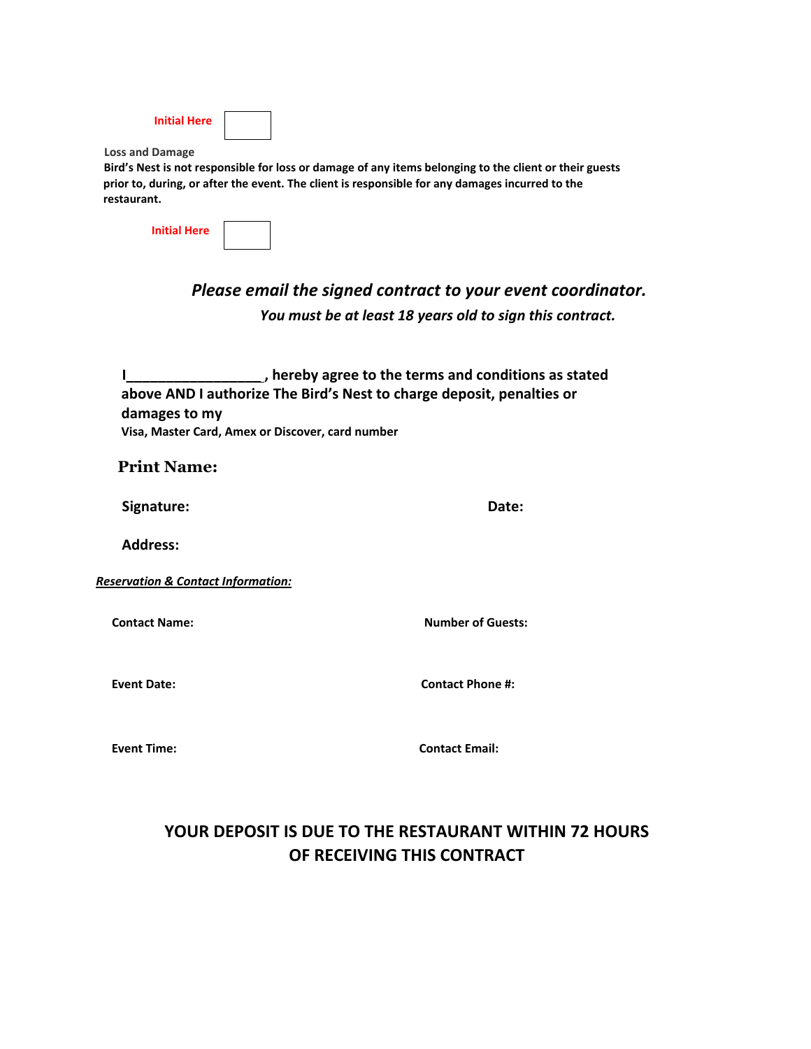**Initial Here**

**Loss and Damage**

**Bird's Nest is not responsible for loss or damage of any items belonging to the client or their guests prior to, during, or after the event. The client is responsible for any damages incurred to the restaurant.**

**Initial Here**

***Please email the signed contract to your event coordinator.***

***You must be at least 18 years old to sign this contract.***

**I_________________, hereby agree to the terms and conditions as stated above AND I authorize The Bird's Nest to charge deposit, penalties or damages to my**
**Visa, Master Card, Amex or Discover, card number**

**Print Name:**

**Signature:** **Date:**

**Address:**

***Reservation & Contact Information:***

**Contact Name:** **Number of Guests:**

**Event Date:** **Contact Phone #:**

**Event Time:** **Contact Email:**

**YOUR DEPOSIT IS DUE TO THE RESTAURANT WITHIN 72 HOURS OF RECEIVING THIS CONTRACT**